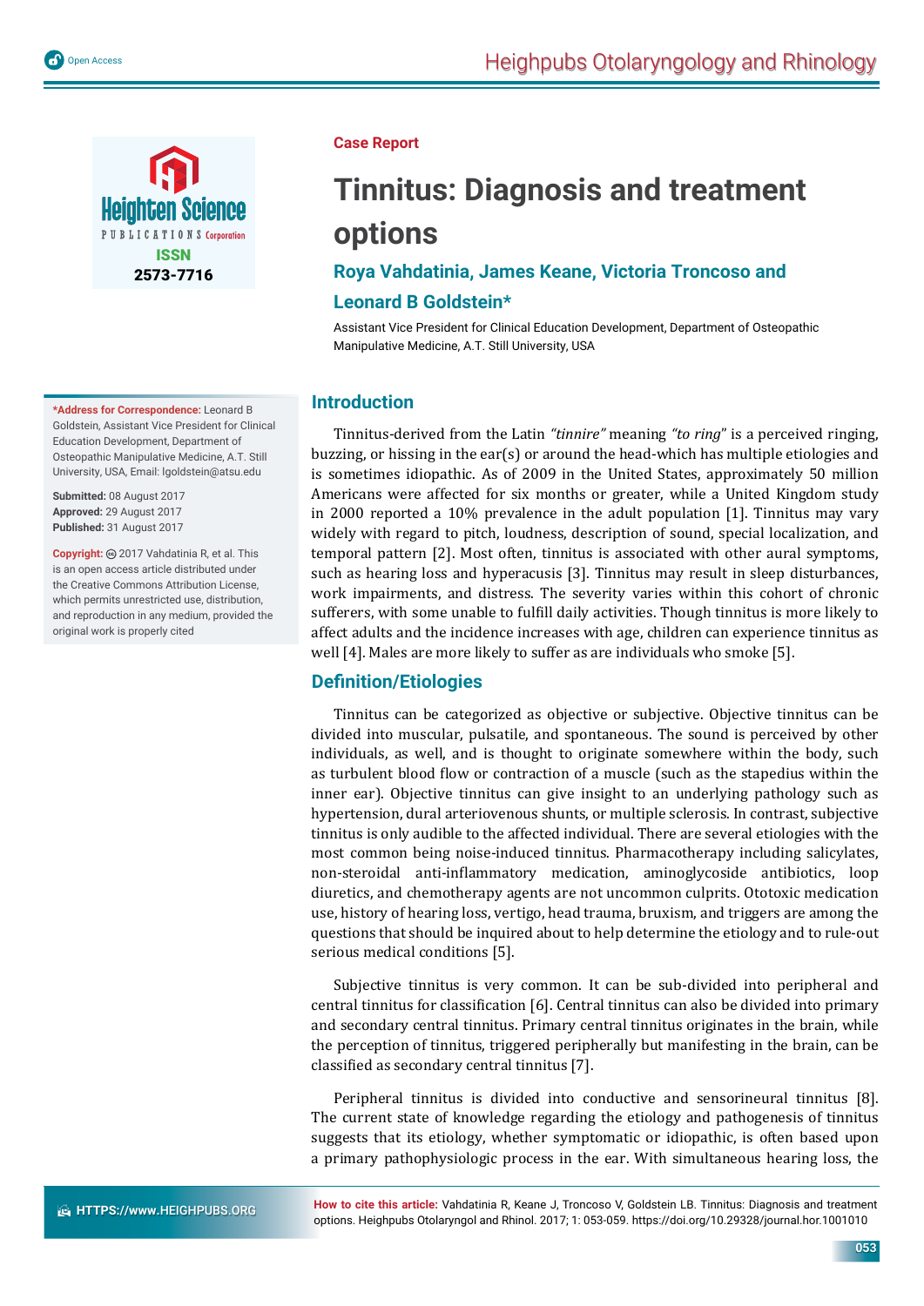Case Report

# Tinnitus: Diagnosis and treatment options

**Roya Vahdatinia, James Keane, Victoria Troncoso and Leonard B Goldstein***

Assistant Vice President for Clinical Education Development, Department of Osteopathic Manipulative Medicine, A.T. Still University, USA

**\*Address for Correspondence:** Leonard B Goldstein, Assistant Vice President for Clinical Education Development, Department of Osteopathic Manipulative Medicine, A.T. Still University, USA, Email: lgoldstein@atsu.edu

**Submitted:** 08 August 2017
**Approved:** 29 August 2017
**Published:** 31 August 2017

**Copyright:** © 2017 Vahdatinia R, et al. This is an open access article distributed under the Creative Commons Attribution License, which permits unrestricted use, distribution, and reproduction in any medium, provided the original work is properly cited

**How to cite this article:** Vahdatinia R, Keane J, Troncoso V, Goldstein LB. Tinnitus: Diagnosis and treatment options. Heighpubs Otolaryngol and Rhinol. 2017; 1: 053-059. https://doi.org/10.29328/journal.hor.1001010

## Introduction

Tinnitus-derived from the Latin *"tinnire"* meaning *"to ring"* is a perceived ringing, buzzing, or hissing in the ear(s) or around the head-which has multiple etiologies and is sometimes idiopathic. As of 2009 in the United States, approximately 50 million Americans were affected for six months or greater, while a United Kingdom study in 2000 reported a 10% prevalence in the adult population [1]. Tinnitus may vary widely with regard to pitch, loudness, description of sound, special localization, and temporal pattern [2]. Most often, tinnitus is associated with other aural symptoms, such as hearing loss and hyperacusis [3]. Tinnitus may result in sleep disturbances, work impairments, and distress. The severity varies within this cohort of chronic sufferers, with some unable to fulfill daily activities. Though tinnitus is more likely to affect adults and the incidence increases with age, children can experience tinnitus as well [4]. Males are more likely to suffer as are individuals who smoke [5].

## Definition/Etiologies

Tinnitus can be categorized as objective or subjective. Objective tinnitus can be divided into muscular, pulsatile, and spontaneous. The sound is perceived by other individuals, as well, and is thought to originate somewhere within the body, such as turbulent blood flow or contraction of a muscle (such as the stapedius within the inner ear). Objective tinnitus can give insight to an underlying pathology such as hypertension, dural arteriovenous shunts, or multiple sclerosis. In contrast, subjective tinnitus is only audible to the affected individual. There are several etiologies with the most common being noise-induced tinnitus. Pharmacotherapy including salicylates, non-steroidal anti-inflammatory medication, aminoglycoside antibiotics, loop diuretics, and chemotherapy agents are not uncommon culprits. Ototoxic medication use, history of hearing loss, vertigo, head trauma, bruxism, and triggers are among the questions that should be inquired about to help determine the etiology and to rule-out serious medical conditions [5].

Subjective tinnitus is very common. It can be sub-divided into peripheral and central tinnitus for classification [6]. Central tinnitus can also be divided into primary and secondary central tinnitus. Primary central tinnitus originates in the brain, while the perception of tinnitus, triggered peripherally but manifesting in the brain, can be classified as secondary central tinnitus [7].

Peripheral tinnitus is divided into conductive and sensorineural tinnitus [8]. The current state of knowledge regarding the etiology and pathogenesis of tinnitus suggests that its etiology, whether symptomatic or idiopathic, is often based upon a primary pathophysiologic process in the ear. With simultaneous hearing loss, the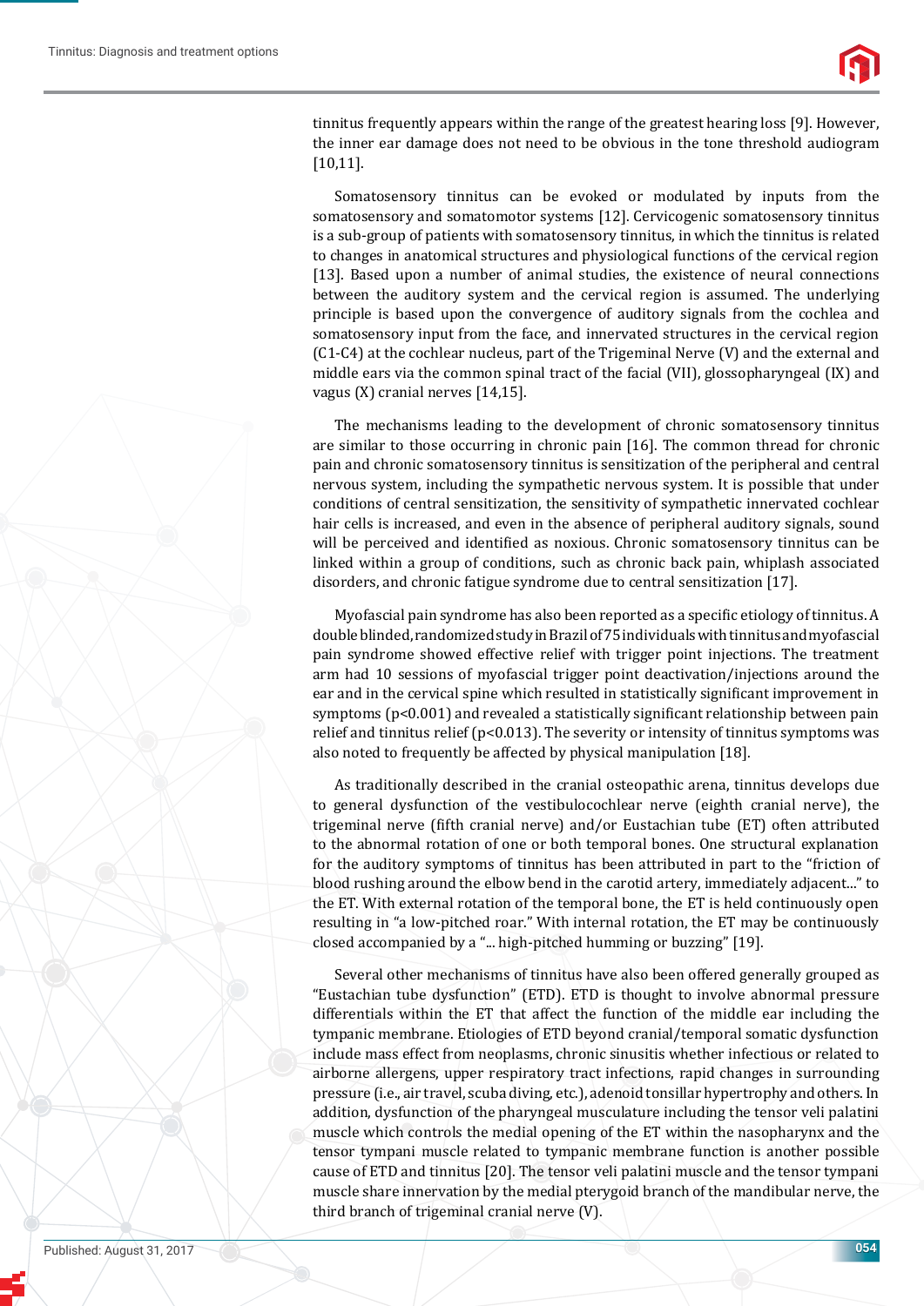tinnitus frequently appears within the range of the greatest hearing loss [9]. However, the inner ear damage does not need to be obvious in the tone threshold audiogram [10,11].

Somatosensory tinnitus can be evoked or modulated by inputs from the somatosensory and somatomotor systems [12]. Cervicogenic somatosensory tinnitus is a sub-group of patients with somatosensory tinnitus, in which the tinnitus is related to changes in anatomical structures and physiological functions of the cervical region [13]. Based upon a number of animal studies, the existence of neural connections between the auditory system and the cervical region is assumed. The underlying principle is based upon the convergence of auditory signals from the cochlea and somatosensory input from the face, and innervated structures in the cervical region (C1-C4) at the cochlear nucleus, part of the Trigeminal Nerve (V) and the external and middle ears via the common spinal tract of the facial (VII), glossopharyngeal (IX) and vagus (X) cranial nerves [14,15].

The mechanisms leading to the development of chronic somatosensory tinnitus are similar to those occurring in chronic pain [16]. The common thread for chronic pain and chronic somatosensory tinnitus is sensitization of the peripheral and central nervous system, including the sympathetic nervous system. It is possible that under conditions of central sensitization, the sensitivity of sympathetic innervated cochlear hair cells is increased, and even in the absence of peripheral auditory signals, sound will be perceived and identified as noxious. Chronic somatosensory tinnitus can be linked within a group of conditions, such as chronic back pain, whiplash associated disorders, and chronic fatigue syndrome due to central sensitization [17].

Myofascial pain syndrome has also been reported as a specific etiology of tinnitus. A double blinded, randomized study in Brazil of 75 individuals with tinnitus and myofascial pain syndrome showed effective relief with trigger point injections. The treatment arm had 10 sessions of myofascial trigger point deactivation/injections around the ear and in the cervical spine which resulted in statistically significant improvement in symptoms ($p<0.001$) and revealed a statistically significant relationship between pain relief and tinnitus relief ($p<0.013$). The severity or intensity of tinnitus symptoms was also noted to frequently be affected by physical manipulation [18].

As traditionally described in the cranial osteopathic arena, tinnitus develops due to general dysfunction of the vestibulocochlear nerve (eighth cranial nerve), the trigeminal nerve (fifth cranial nerve) and/or Eustachian tube (ET) often attributed to the abnormal rotation of one or both temporal bones. One structural explanation for the auditory symptoms of tinnitus has been attributed in part to the "friction of blood rushing around the elbow bend in the carotid artery, immediately adjacent..." to the ET. With external rotation of the temporal bone, the ET is held continuously open resulting in "a low-pitched roar." With internal rotation, the ET may be continuously closed accompanied by a "... high-pitched humming or buzzing" [19].

Several other mechanisms of tinnitus have also been offered generally grouped as "Eustachian tube dysfunction" (ETD). ETD is thought to involve abnormal pressure differentials within the ET that affect the function of the middle ear including the tympanic membrane. Etiologies of ETD beyond cranial/temporal somatic dysfunction include mass effect from neoplasms, chronic sinusitis whether infectious or related to airborne allergens, upper respiratory tract infections, rapid changes in surrounding pressure (i.e., air travel, scuba diving, etc.), adenoid tonsillar hypertrophy and others. In addition, dysfunction of the pharyngeal musculature including the tensor veli palatini muscle which controls the medial opening of the ET within the nasopharynx and the tensor tympani muscle related to tympanic membrane function is another possible cause of ETD and tinnitus [20]. The tensor veli palatini muscle and the tensor tympani muscle share innervation by the medial pterygoid branch of the mandibular nerve, the third branch of trigeminal cranial nerve (V).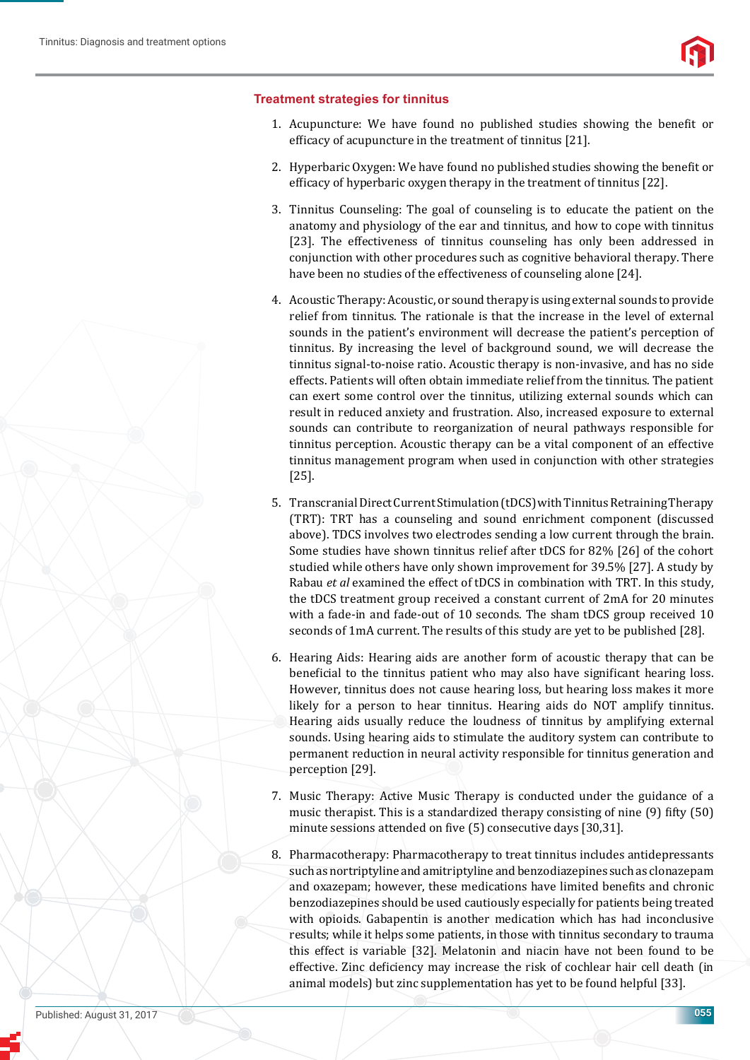## Treatment strategies for tinnitus

1. Acupuncture: We have found no published studies showing the benefit or efficacy of acupuncture in the treatment of tinnitus [21].

2. Hyperbaric Oxygen: We have found no published studies showing the benefit or efficacy of hyperbaric oxygen therapy in the treatment of tinnitus [22].

3. Tinnitus Counseling: The goal of counseling is to educate the patient on the anatomy and physiology of the ear and tinnitus, and how to cope with tinnitus [23]. The effectiveness of tinnitus counseling has only been addressed in conjunction with other procedures such as cognitive behavioral therapy. There have been no studies of the effectiveness of counseling alone [24].

4. Acoustic Therapy: Acoustic, or sound therapy is using external sounds to provide relief from tinnitus. The rationale is that the increase in the level of external sounds in the patient's environment will decrease the patient's perception of tinnitus. By increasing the level of background sound, we will decrease the tinnitus signal-to-noise ratio. Acoustic therapy is non-invasive, and has no side effects. Patients will often obtain immediate relief from the tinnitus. The patient can exert some control over the tinnitus, utilizing external sounds which can result in reduced anxiety and frustration. Also, increased exposure to external sounds can contribute to reorganization of neural pathways responsible for tinnitus perception. Acoustic therapy can be a vital component of an effective tinnitus management program when used in conjunction with other strategies [25].

5. Transcranial Direct Current Stimulation (tDCS) with Tinnitus Retraining Therapy (TRT): TRT has a counseling and sound enrichment component (discussed above). TDCS involves two electrodes sending a low current through the brain. Some studies have shown tinnitus relief after tDCS for 82% [26] of the cohort studied while others have only shown improvement for 39.5% [27]. A study by Rabau *et al* examined the effect of tDCS in combination with TRT. In this study, the tDCS treatment group received a constant current of 2mA for 20 minutes with a fade-in and fade-out of 10 seconds. The sham tDCS group received 10 seconds of 1mA current. The results of this study are yet to be published [28].

6. Hearing Aids: Hearing aids are another form of acoustic therapy that can be beneficial to the tinnitus patient who may also have significant hearing loss. However, tinnitus does not cause hearing loss, but hearing loss makes it more likely for a person to hear tinnitus. Hearing aids do NOT amplify tinnitus. Hearing aids usually reduce the loudness of tinnitus by amplifying external sounds. Using hearing aids to stimulate the auditory system can contribute to permanent reduction in neural activity responsible for tinnitus generation and perception [29].

7. Music Therapy: Active Music Therapy is conducted under the guidance of a music therapist. This is a standardized therapy consisting of nine (9) fifty (50) minute sessions attended on five (5) consecutive days [30,31].

8. Pharmacotherapy: Pharmacotherapy to treat tinnitus includes antidepressants such as nortriptyline and amitriptyline and benzodiazepines such as clonazepam and oxazepam; however, these medications have limited benefits and chronic benzodiazepines should be used cautiously especially for patients being treated with opioids. Gabapentin is another medication which has had inconclusive results; while it helps some patients, in those with tinnitus secondary to trauma this effect is variable [32]. Melatonin and niacin have not been found to be effective. Zinc deficiency may increase the risk of cochlear hair cell death (in animal models) but zinc supplementation has yet to be found helpful [33].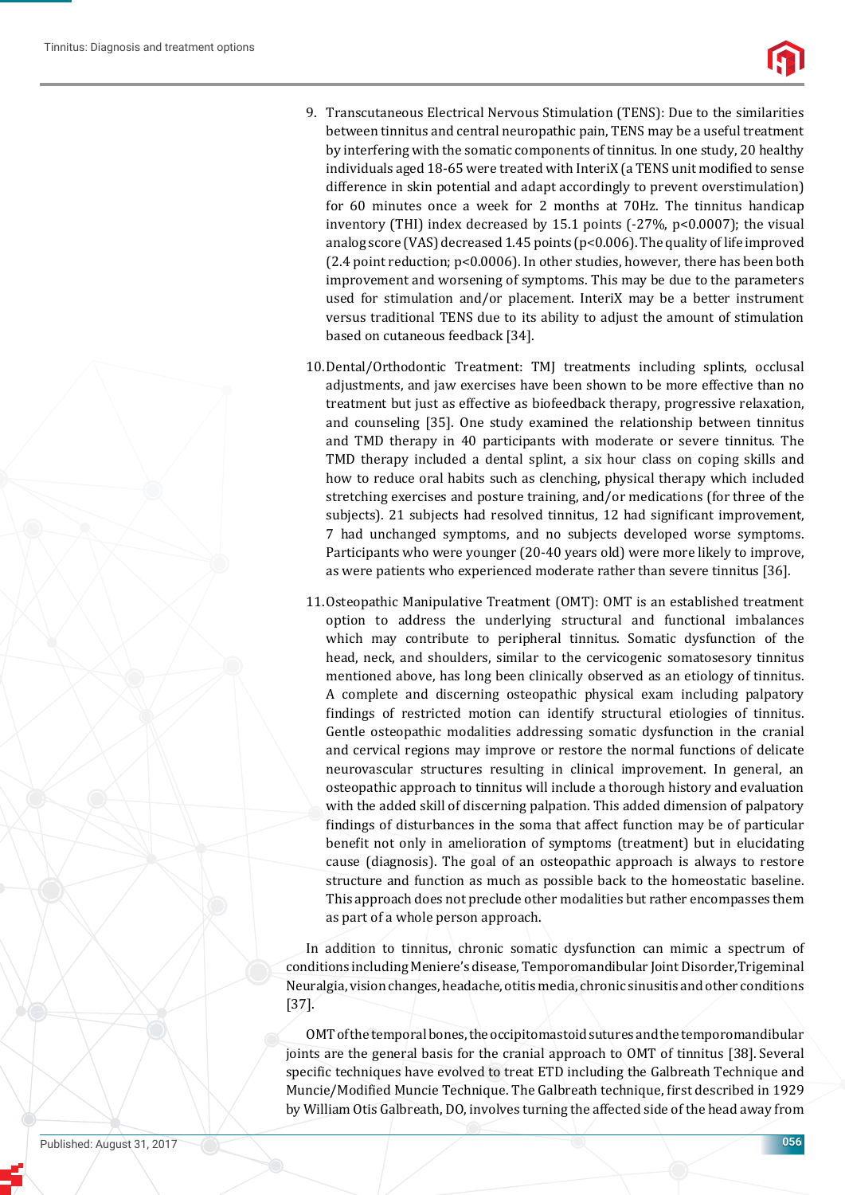9. Transcutaneous Electrical Nervous Stimulation (TENS): Due to the similarities between tinnitus and central neuropathic pain, TENS may be a useful treatment by interfering with the somatic components of tinnitus. In one study, 20 healthy individuals aged 18-65 were treated with InteriX (a TENS unit modified to sense difference in skin potential and adapt accordingly to prevent overstimulation) for 60 minutes once a week for 2 months at 70Hz. The tinnitus handicap inventory (THI) index decreased by 15.1 points (-27%, $p<0.0007$); the visual analog score (VAS) decreased 1.45 points ($p<0.006$). The quality of life improved (2.4 point reduction; $p<0.0006$). In other studies, however, there has been both improvement and worsening of symptoms. This may be due to the parameters used for stimulation and/or placement. InteriX may be a better instrument versus traditional TENS due to its ability to adjust the amount of stimulation based on cutaneous feedback [34].

10. Dental/Orthodontic Treatment: TMJ treatments including splints, occlusal adjustments, and jaw exercises have been shown to be more effective than no treatment but just as effective as biofeedback therapy, progressive relaxation, and counseling [35]. One study examined the relationship between tinnitus and TMD therapy in 40 participants with moderate or severe tinnitus. The TMD therapy included a dental splint, a six hour class on coping skills and how to reduce oral habits such as clenching, physical therapy which included stretching exercises and posture training, and/or medications (for three of the subjects). 21 subjects had resolved tinnitus, 12 had significant improvement, 7 had unchanged symptoms, and no subjects developed worse symptoms. Participants who were younger (20-40 years old) were more likely to improve, as were patients who experienced moderate rather than severe tinnitus [36].

11. Osteopathic Manipulative Treatment (OMT): OMT is an established treatment option to address the underlying structural and functional imbalances which may contribute to peripheral tinnitus. Somatic dysfunction of the head, neck, and shoulders, similar to the cervicogenic somatosesory tinnitus mentioned above, has long been clinically observed as an etiology of tinnitus. A complete and discerning osteopathic physical exam including palpatory findings of restricted motion can identify structural etiologies of tinnitus. Gentle osteopathic modalities addressing somatic dysfunction in the cranial and cervical regions may improve or restore the normal functions of delicate neurovascular structures resulting in clinical improvement. In general, an osteopathic approach to tinnitus will include a thorough history and evaluation with the added skill of discerning palpation. This added dimension of palpatory findings of disturbances in the soma that affect function may be of particular benefit not only in amelioration of symptoms (treatment) but in elucidating cause (diagnosis). The goal of an osteopathic approach is always to restore structure and function as much as possible back to the homeostatic baseline. This approach does not preclude other modalities but rather encompasses them as part of a whole person approach.

In addition to tinnitus, chronic somatic dysfunction can mimic a spectrum of conditions including Meniere's disease, Temporomandibular Joint Disorder, Trigeminal Neuralgia, vision changes, headache, otitis media, chronic sinusitis and other conditions [37].

OMT of the temporal bones, the occipitomastoid sutures and the temporomandibular joints are the general basis for the cranial approach to OMT of tinnitus [38]. Several specific techniques have evolved to treat ETD including the Galbreath Technique and Muncie/Modified Muncie Technique. The Galbreath technique, first described in 1929 by William Otis Galbreath, DO, involves turning the affected side of the head away from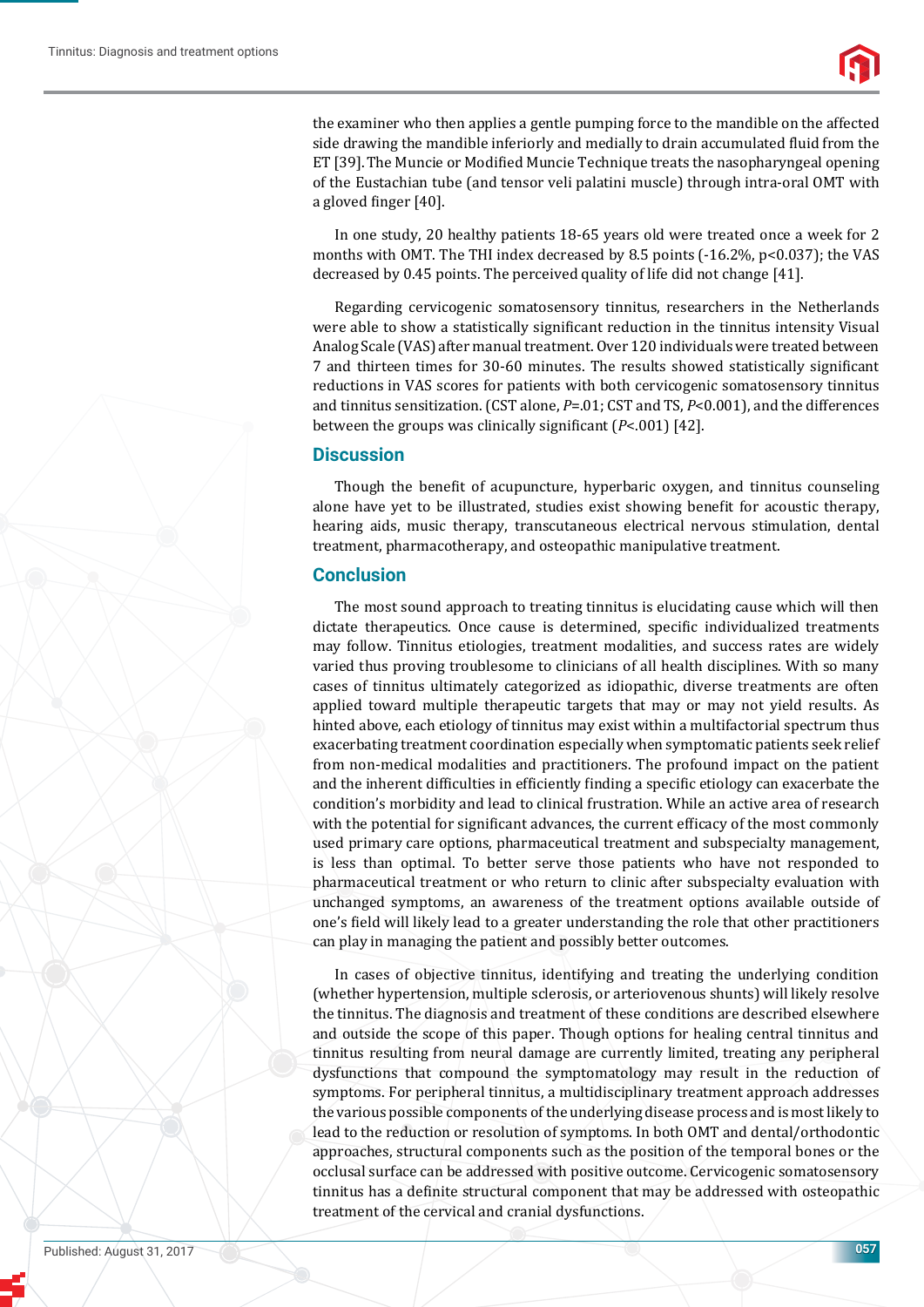the examiner who then applies a gentle pumping force to the mandible on the affected side drawing the mandible inferiorly and medially to drain accumulated fluid from the ET [39]. The Muncie or Modified Muncie Technique treats the nasopharyngeal opening of the Eustachian tube (and tensor veli palatini muscle) through intra-oral OMT with a gloved finger [40].

In one study, 20 healthy patients 18-65 years old were treated once a week for 2 months with OMT. The THI index decreased by 8.5 points (-16.2%, p<0.037); the VAS decreased by 0.45 points. The perceived quality of life did not change [41].

Regarding cervicogenic somatosensory tinnitus, researchers in the Netherlands were able to show a statistically significant reduction in the tinnitus intensity Visual Analog Scale (VAS) after manual treatment. Over 120 individuals were treated between 7 and thirteen times for 30-60 minutes. The results showed statistically significant reductions in VAS scores for patients with both cervicogenic somatosensory tinnitus and tinnitus sensitization. (CST alone, *P*=.01; CST and TS, *P*<0.001), and the differences between the groups was clinically significant (*P*<.001) [42].

## Discussion

Though the benefit of acupuncture, hyperbaric oxygen, and tinnitus counseling alone have yet to be illustrated, studies exist showing benefit for acoustic therapy, hearing aids, music therapy, transcutaneous electrical nervous stimulation, dental treatment, pharmacotherapy, and osteopathic manipulative treatment.

## Conclusion

The most sound approach to treating tinnitus is elucidating cause which will then dictate therapeutics. Once cause is determined, specific individualized treatments may follow. Tinnitus etiologies, treatment modalities, and success rates are widely varied thus proving troublesome to clinicians of all health disciplines. With so many cases of tinnitus ultimately categorized as idiopathic, diverse treatments are often applied toward multiple therapeutic targets that may or may not yield results. As hinted above, each etiology of tinnitus may exist within a multifactorial spectrum thus exacerbating treatment coordination especially when symptomatic patients seek relief from non-medical modalities and practitioners. The profound impact on the patient and the inherent difficulties in efficiently finding a specific etiology can exacerbate the condition's morbidity and lead to clinical frustration. While an active area of research with the potential for significant advances, the current efficacy of the most commonly used primary care options, pharmaceutical treatment and subspecialty management, is less than optimal. To better serve those patients who have not responded to pharmaceutical treatment or who return to clinic after subspecialty evaluation with unchanged symptoms, an awareness of the treatment options available outside of one's field will likely lead to a greater understanding the role that other practitioners can play in managing the patient and possibly better outcomes.

In cases of objective tinnitus, identifying and treating the underlying condition (whether hypertension, multiple sclerosis, or arteriovenous shunts) will likely resolve the tinnitus. The diagnosis and treatment of these conditions are described elsewhere and outside the scope of this paper. Though options for healing central tinnitus and tinnitus resulting from neural damage are currently limited, treating any peripheral dysfunctions that compound the symptomatology may result in the reduction of symptoms. For peripheral tinnitus, a multidisciplinary treatment approach addresses the various possible components of the underlying disease process and is most likely to lead to the reduction or resolution of symptoms. In both OMT and dental/orthodontic approaches, structural components such as the position of the temporal bones or the occlusal surface can be addressed with positive outcome. Cervicogenic somatosensory tinnitus has a definite structural component that may be addressed with osteopathic treatment of the cervical and cranial dysfunctions.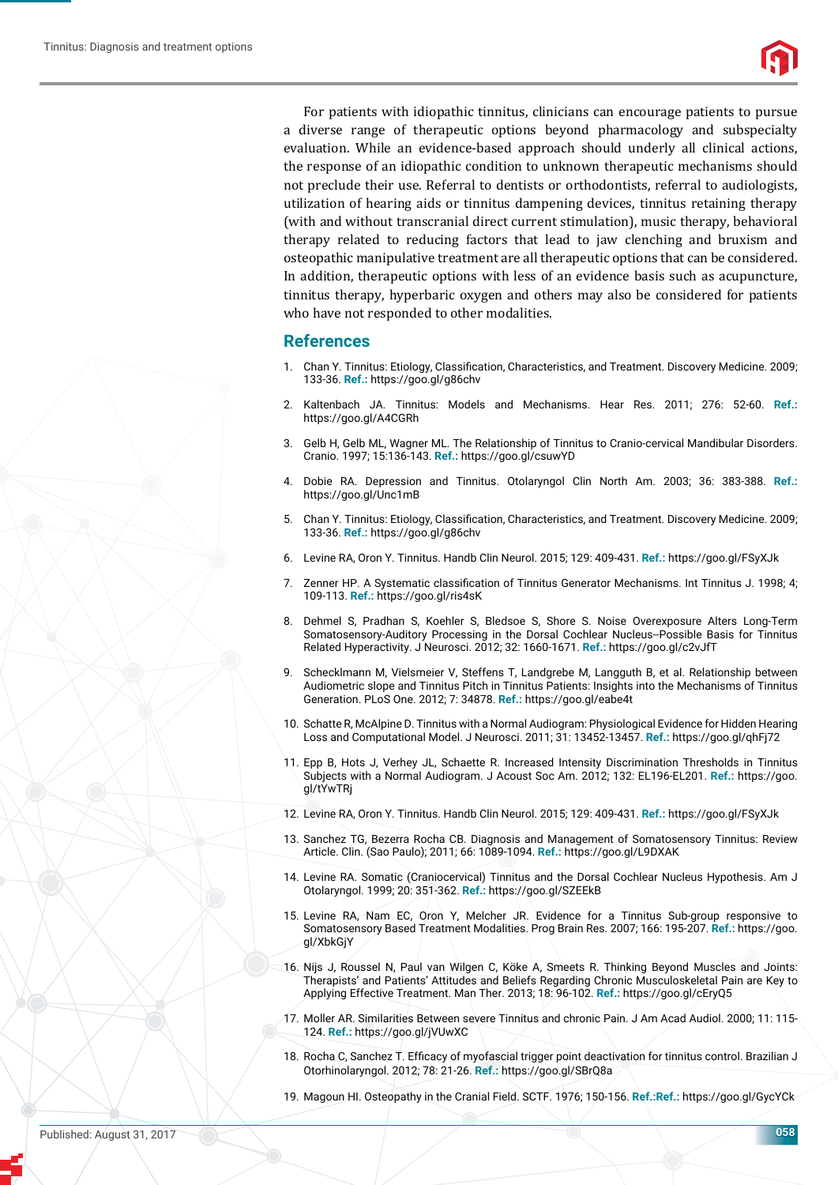For patients with idiopathic tinnitus, clinicians can encourage patients to pursue a diverse range of therapeutic options beyond pharmacology and subspecialty evaluation. While an evidence-based approach should underly all clinical actions, the response of an idiopathic condition to unknown therapeutic mechanisms should not preclude their use. Referral to dentists or orthodontists, referral to audiologists, utilization of hearing aids or tinnitus dampening devices, tinnitus retaining therapy (with and without transcranial direct current stimulation), music therapy, behavioral therapy related to reducing factors that lead to jaw clenching and bruxism and osteopathic manipulative treatment are all therapeutic options that can be considered. In addition, therapeutic options with less of an evidence basis such as acupuncture, tinnitus therapy, hyperbaric oxygen and others may also be considered for patients who have not responded to other modalities.

## References

1. Chan Y. Tinnitus: Etiology, Classification, Characteristics, and Treatment. Discovery Medicine. 2009; 133-36. **Ref.:** https://goo.gl/g86chv
2. Kaltenbach JA. Tinnitus: Models and Mechanisms. Hear Res. 2011; 276: 52-60. **Ref.:** https://goo.gl/A4CGRh
3. Gelb H, Gelb ML, Wagner ML. The Relationship of Tinnitus to Cranio-cervical Mandibular Disorders. Cranio. 1997; 15:136-143. **Ref.:** https://goo.gl/csuwYD
4. Dobie RA. Depression and Tinnitus. Otolaryngol Clin North Am. 2003; 36: 383-388. **Ref.:** https://goo.gl/Unc1mB
5. Chan Y. Tinnitus: Etiology, Classification, Characteristics, and Treatment. Discovery Medicine. 2009; 133-36. **Ref.:** https://goo.gl/g86chv
6. Levine RA, Oron Y. Tinnitus. Handb Clin Neurol. 2015; 129: 409-431. **Ref.:** https://goo.gl/FSyXJk
7. Zenner HP. A Systematic classification of Tinnitus Generator Mechanisms. Int Tinnitus J. 1998; 4; 109-113. **Ref.:** https://goo.gl/ris4sK
8. Dehmel S, Pradhan S, Koehler S, Bledsoe S, Shore S. Noise Overexposure Alters Long-Term Somatosensory-Auditory Processing in the Dorsal Cochlear Nucleus--Possible Basis for Tinnitus Related Hyperactivity. J Neurosci. 2012; 32: 1660-1671. **Ref.:** https://goo.gl/c2vJfT
9. Schecklmann M, Vielsmeier V, Steffens T, Landgrebe M, Langguth B, et al. Relationship between Audiometric slope and Tinnitus Pitch in Tinnitus Patients: Insights into the Mechanisms of Tinnitus Generation. PLoS One. 2012; 7: 34878. **Ref.:** https://goo.gl/eabe4t
10. Schatte R, McAlpine D. Tinnitus with a Normal Audiogram: Physiological Evidence for Hidden Hearing Loss and Computational Model. J Neurosci. 2011; 31: 13452-13457. **Ref.:** https://goo.gl/qhFj72
11. Epp B, Hots J, Verhey JL, Schaette R. Increased Intensity Discrimination Thresholds in Tinnitus Subjects with a Normal Audiogram. J Acoust Soc Am. 2012; 132: EL196-EL201. **Ref.:** https://goo.gl/tYwTRj
12. Levine RA, Oron Y. Tinnitus. Handb Clin Neurol. 2015; 129: 409-431. **Ref.:** https://goo.gl/FSyXJk
13. Sanchez TG, Bezerra Rocha CB. Diagnosis and Management of Somatosensory Tinnitus: Review Article. Clin. (Sao Paulo); 2011; 66: 1089-1094. **Ref.:** https://goo.gl/L9DXAK
14. Levine RA. Somatic (Craniocervical) Tinnitus and the Dorsal Cochlear Nucleus Hypothesis. Am J Otolaryngol. 1999; 20: 351-362. **Ref.:** https://goo.gl/SZEEkB
15. Levine RA, Nam EC, Oron Y, Melcher JR. Evidence for a Tinnitus Sub-group responsive to Somatosensory Based Treatment Modalities. Prog Brain Res. 2007; 166: 195-207. **Ref.:** https://goo.gl/XbkGjY
16. Nijs J, Roussel N, Paul van Wilgen C, Köke A, Smeets R. Thinking Beyond Muscles and Joints: Therapists' and Patients' Attitudes and Beliefs Regarding Chronic Musculoskeletal Pain are Key to Applying Effective Treatment. Man Ther. 2013; 18: 96-102. **Ref.:** https://goo.gl/cEryQ5
17. Moller AR. Similarities Between severe Tinnitus and chronic Pain. J Am Acad Audiol. 2000; 11: 115-124. **Ref.:** https://goo.gl/jVUwXC
18. Rocha C, Sanchez T. Efficacy of myofascial trigger point deactivation for tinnitus control. Brazilian J Otorhinolaryngol. 2012; 78: 21-26. **Ref.:** https://goo.gl/SBrQ8a
19. Magoun HI. Osteopathy in the Cranial Field. SCTF. 1976; 150-156. **Ref.:Ref.:** https://goo.gl/GycYCk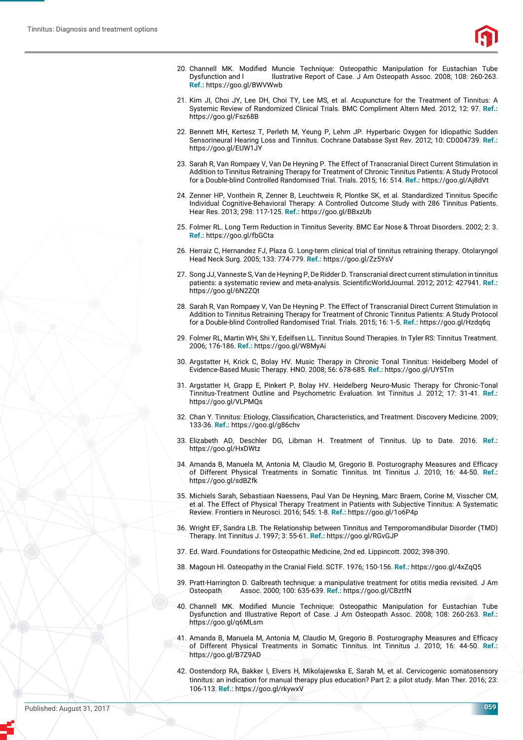20. Channell MK. Modified Muncie Technique: Osteopathic Manipulation for Eustachian Tube Dysfunction and I llustrative Report of Case. J Am Osteopath Assoc. 2008; 108: 260-263. **Ref.:** https://goo.gl/BWVWwb

21. Kim JI, Choi JY, Lee DH, Choi TY, Lee MS, et al. Acupuncture for the Treatment of Tinnitus: A Systemic Review of Randomized Clinical Trials. BMC Compliment Altern Med. 2012; 12: 97. **Ref.:** https://goo.gl/Fsz68B

22. Bennett MH, Kertesz T, Perleth M, Yeung P, Lehm JP. Hyperbaric Oxygen for Idiopathic Sudden Sensorineural Hearing Loss and Tinnitus. Cochrane Database Syst Rev. 2012; 10: CD004739. **Ref.:** https://goo.gl/EUW1JY

23. Sarah R, Van Rompaey V, Van De Heyning P. The Effect of Transcranial Direct Current Stimulation in Addition to Tinnitus Retraining Therapy for Treatment of Chronic Tinnitus Patients: A Study Protocol for a Double-blind Controlled Randomised Trial. Trials. 2015; 16: 514. **Ref.:** https://goo.gl/Aj8dVt

24. Zenner HP, Vonthein R, Zenner B, Leuchtweis R, Plontke SK, et al. Standardized Tinnitus Specific Individual Cognitive-Behavioral Therapy: A Controlled Outcome Study with 286 Tinnitus Patients. Hear Res. 2013; 298: 117-125. **Ref.:** https://goo.gl/BBxzUb

25. Folmer RL. Long Term Reduction in Tinnitus Severity. BMC Ear Nose & Throat Disorders. 2002; 2: 3. **Ref.:** https://goo.gl/fbGCta

26. Herraiz C, Hernandez FJ, Plaza G. Long-term clinical trial of tinnitus retraining therapy. Otolaryngol Head Neck Surg. 2005; 133: 774-779. **Ref.:** https://goo.gl/Zz5YsV

27. Song JJ, Vanneste S, Van de Heyning P, De Ridder D. Transcranial direct current stimulation in tinnitus patients: a systematic review and meta-analysis. ScientificWorldJournal. 2012; 2012: 427941. **Ref.:** https://goo.gl/6N2ZQt

28. Sarah R, Van Rompaey V, Van De Heyning P. The Effect of Transcranial Direct Current Stimulation in Addition to Tinnitus Retraining Therapy for Treatment of Chronic Tinnitus Patients: A Study Protocol for a Double-blind Controlled Randomised Trial. Trials. 2015; 16: 1-5. **Ref.:** https://goo.gl/Hzdq6q

29. Folmer RL, Martin WH, Shi Y, Edelfsen LL. Tinnitus Sound Therapies. In Tyler RS: Tinnitus Treatment. 2006; 176-186. **Ref.:** https://goo.gl/W8MyAi

30. Argstatter H, Krick C, Bolay HV. Music Therapy in Chronic Tonal Tinnitus: Heidelberg Model of Evidence-Based Music Therapy. HNO. 2008; 56: 678-685. **Ref.:** https://goo.gl/UY5Trn

31. Argstatter H, Grapp E, Pinkert P, Bolay HV. Heidelberg Neuro-Music Therapy for Chronic-Tonal Tinnitus-Treatment Outline and Psychometric Evaluation. Int Tinnitus J. 2012; 17: 31-41. **Ref.:** https://goo.gl/VLPMQs

32. Chan Y. Tinnitus: Etiology, Classification, Characteristics, and Treatment. Discovery Medicine. 2009; 133-36. **Ref.:** https://goo.gl/g86chv

33. Elizabeth AD, Deschler DG, Libman H. Treatment of Tinnitus. Up to Date. 2016. **Ref.:** https://goo.gl/HxDWtz

34. Amanda B, Manuela M, Antonia M, Claudio M, Gregorio B. Posturography Measures and Efficacy of Different Physical Treatments in Somatic Tinnitus. Int Tinnitus J. 2010; 16: 44-50. **Ref.:** https://goo.gl/sdBZfk

35. Michiels Sarah, Sebastiaan Naessens, Paul Van De Heyning, Marc Braem, Corine M, Visscher CM, et al. The Effect of Physical Therapy Treatment in Patients with Subjective Tinnitus: A Systematic Review. Frontiers in Neurosci. 2016; 545: 1-8. **Ref.:** https://goo.gl/1o6P4p

36. Wright EF, Sandra LB. The Relationship between Tinnitus and Temporomandibular Disorder (TMD) Therapy. Int Tinnitus J. 1997; 3: 55-61. **Ref.:** https://goo.gl/RGvGJP

37. Ed. Ward. Foundations for Osteopathic Medicine, 2nd ed. Lippincott. 2002; 398-390.

38. Magoun HI. Osteopathy in the Cranial Field. SCTF. 1976; 150-156. **Ref.:** https://goo.gl/4xZqQ5

39. Pratt-Harrington D. Galbreath technique: a manipulative treatment for otitis media revisited. J Am Osteopath Assoc. 2000; 100: 635-639. **Ref.:** https://goo.gl/CBztfN

40. Channell MK. Modified Muncie Technique: Osteopathic Manipulation for Eustachian Tube Dysfunction and Illustrative Report of Case. J Am Osteopath Assoc. 2008; 108: 260-263. **Ref.:** https://goo.gl/q6MLsm

41. Amanda B, Manuela M, Antonia M, Claudio M, Gregorio B. Posturography Measures and Efficacy of Different Physical Treatments in Somatic Tinnitus. Int Tinnitus J. 2010; 16: 44-50. **Ref.:** https://goo.gl/B7Z9AD

42. Oostendorp RA, Bakker I, Elvers H, Mikolajewska E, Sarah M, et al. Cervicogenic somatosensory tinnitus: an indication for manual therapy plus education? Part 2: a pilot study. Man Ther. 2016; 23: 106-113. **Ref.:** https://goo.gl/rkywxV

Published: August 31, 2017